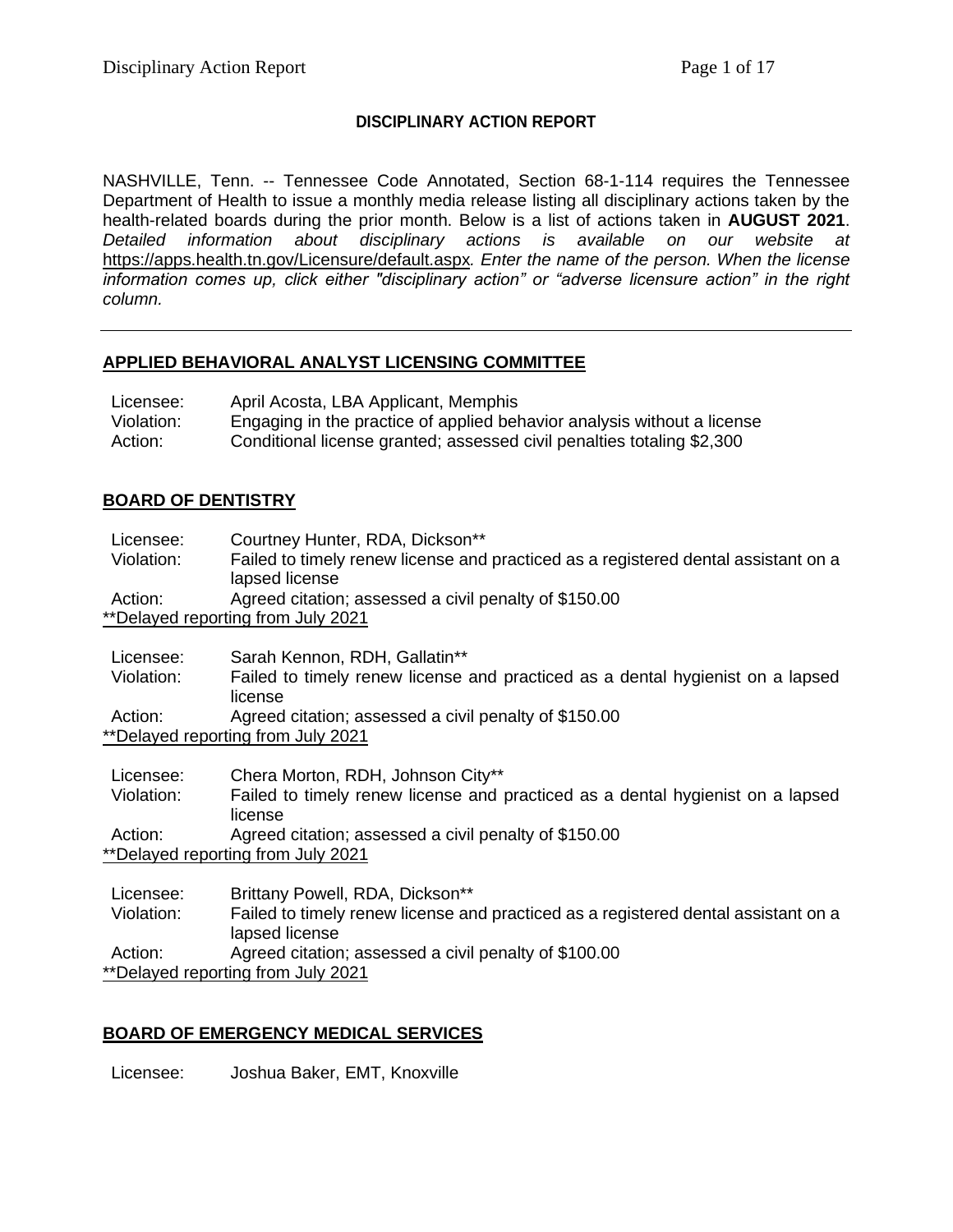**DISCIPLINARY ACTION REPORT**

NASHVILLE, Tenn. -- Tennessee Code Annotated, Section 68-1-114 requires the Tennessee Department of Health to issue a monthly media release listing all disciplinary actions taken by the health-related boards during the prior month. Below is a list of actions taken in **AUGUST 2021**. *Detailed information about disciplinary actions is available on our website at* https://apps.health.tn.gov/Licensure/default.aspx*. Enter the name of the person. When the license information comes up, click either "disciplinary action" or "adverse licensure action" in the right column.*

---

## APPLIED BEHAVIORAL ANALYST LICENSING COMMITTEE

Licensee: April Acosta, LBA Applicant, Memphis
Violation: Engaging in the practice of applied behavior analysis without a license
Action: Conditional license granted; assessed civil penalties totaling $2,300

## BOARD OF DENTISTRY

Licensee: Courtney Hunter, RDA, Dickson**
Violation: Failed to timely renew license and practiced as a registered dental assistant on a lapsed license
Action: Agreed citation; assessed a civil penalty of $150.00
**Delayed reporting from July 2021

Licensee: Sarah Kennon, RDH, Gallatin**
Violation: Failed to timely renew license and practiced as a dental hygienist on a lapsed license
Action: Agreed citation; assessed a civil penalty of $150.00
**Delayed reporting from July 2021

Licensee: Chera Morton, RDH, Johnson City**
Violation: Failed to timely renew license and practiced as a dental hygienist on a lapsed license
Action: Agreed citation; assessed a civil penalty of $150.00
**Delayed reporting from July 2021

Licensee: Brittany Powell, RDA, Dickson**
Violation: Failed to timely renew license and practiced as a registered dental assistant on a lapsed license
Action: Agreed citation; assessed a civil penalty of $100.00
**Delayed reporting from July 2021

## BOARD OF EMERGENCY MEDICAL SERVICES

Licensee: Joshua Baker, EMT, Knoxville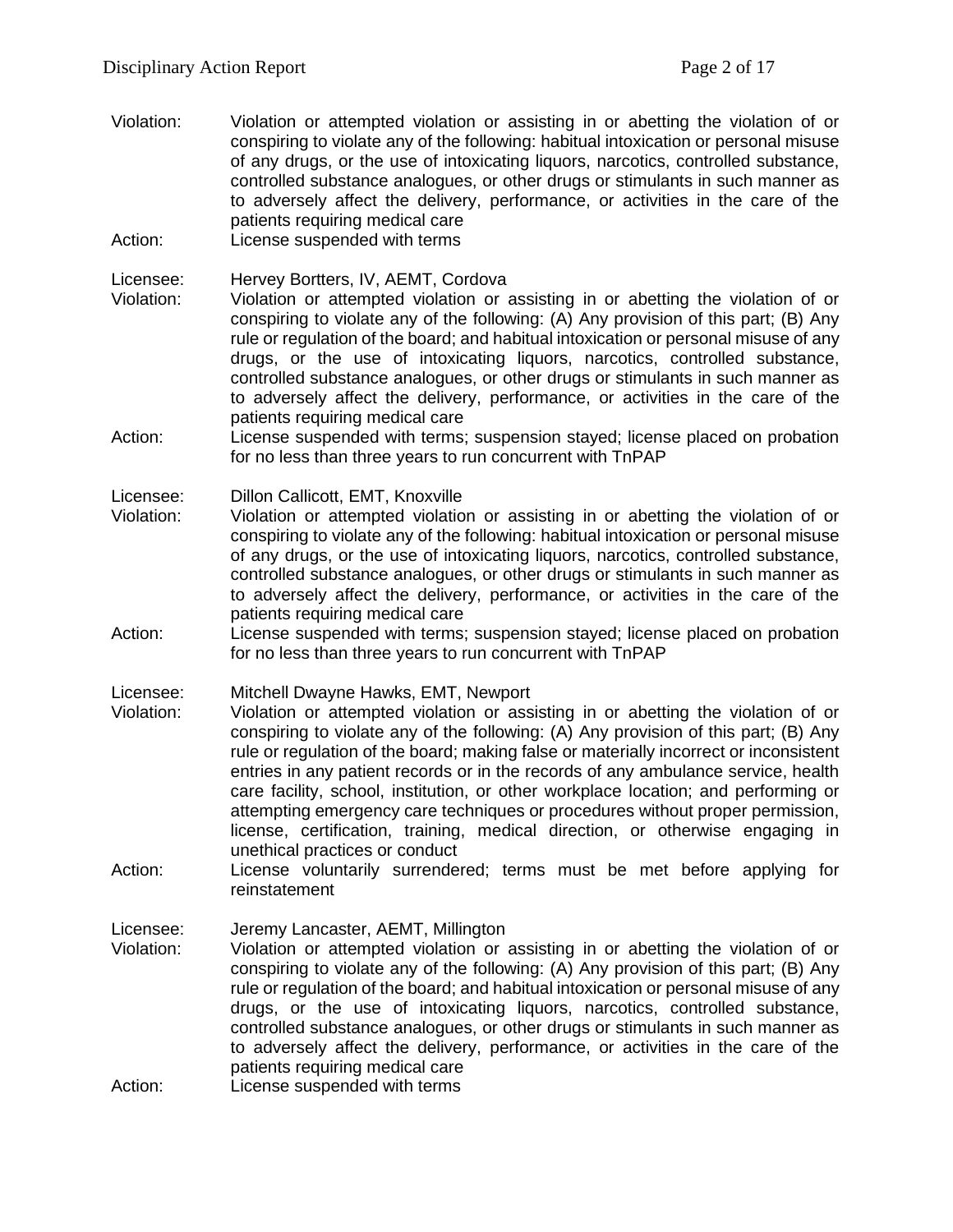Violation: Violation or attempted violation or assisting in or abetting the violation of or conspiring to violate any of the following: habitual intoxication or personal misuse of any drugs, or the use of intoxicating liquors, narcotics, controlled substance, controlled substance analogues, or other drugs or stimulants in such manner as to adversely affect the delivery, performance, or activities in the care of the patients requiring medical care

Action: License suspended with terms

Licensee: Hervey Bortters, IV, AEMT, Cordova

Violation: Violation or attempted violation or assisting in or abetting the violation of or conspiring to violate any of the following: (A) Any provision of this part; (B) Any rule or regulation of the board; and habitual intoxication or personal misuse of any drugs, or the use of intoxicating liquors, narcotics, controlled substance, controlled substance analogues, or other drugs or stimulants in such manner as to adversely affect the delivery, performance, or activities in the care of the patients requiring medical care

Action: License suspended with terms; suspension stayed; license placed on probation for no less than three years to run concurrent with TnPAP

Licensee: Dillon Callicott, EMT, Knoxville

Violation: Violation or attempted violation or assisting in or abetting the violation of or conspiring to violate any of the following: habitual intoxication or personal misuse of any drugs, or the use of intoxicating liquors, narcotics, controlled substance, controlled substance analogues, or other drugs or stimulants in such manner as to adversely affect the delivery, performance, or activities in the care of the patients requiring medical care

Action: License suspended with terms; suspension stayed; license placed on probation for no less than three years to run concurrent with TnPAP

Licensee: Mitchell Dwayne Hawks, EMT, Newport

Violation: Violation or attempted violation or assisting in or abetting the violation of or conspiring to violate any of the following: (A) Any provision of this part; (B) Any rule or regulation of the board; making false or materially incorrect or inconsistent entries in any patient records or in the records of any ambulance service, health care facility, school, institution, or other workplace location; and performing or attempting emergency care techniques or procedures without proper permission, license, certification, training, medical direction, or otherwise engaging in unethical practices or conduct

Action: License voluntarily surrendered; terms must be met before applying for reinstatement

Licensee: Jeremy Lancaster, AEMT, Millington

Violation: Violation or attempted violation or assisting in or abetting the violation of or conspiring to violate any of the following: (A) Any provision of this part; (B) Any rule or regulation of the board; and habitual intoxication or personal misuse of any drugs, or the use of intoxicating liquors, narcotics, controlled substance, controlled substance analogues, or other drugs or stimulants in such manner as to adversely affect the delivery, performance, or activities in the care of the patients requiring medical care

Action: License suspended with terms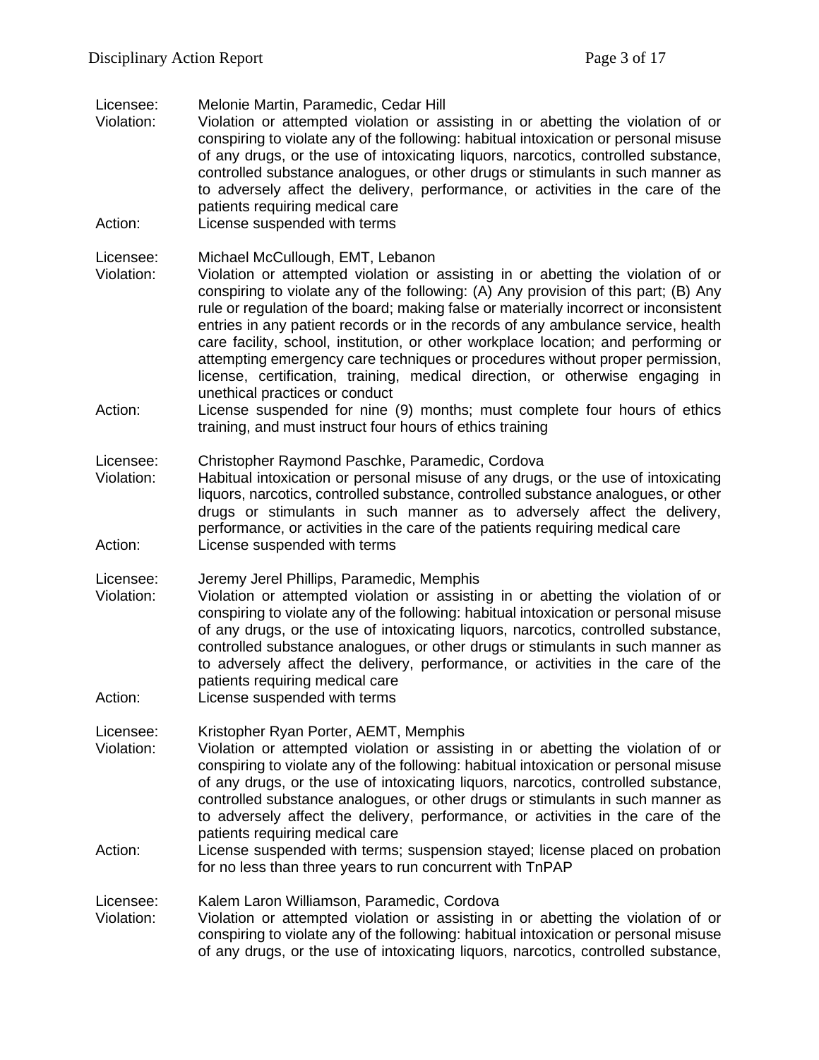Licensee: Melonie Martin, Paramedic, Cedar Hill
Violation: Violation or attempted violation or assisting in or abetting the violation of or conspiring to violate any of the following: habitual intoxication or personal misuse of any drugs, or the use of intoxicating liquors, narcotics, controlled substance, controlled substance analogues, or other drugs or stimulants in such manner as to adversely affect the delivery, performance, or activities in the care of the patients requiring medical care
Action: License suspended with terms

Licensee: Michael McCullough, EMT, Lebanon
Violation: Violation or attempted violation or assisting in or abetting the violation of or conspiring to violate any of the following: (A) Any provision of this part; (B) Any rule or regulation of the board; making false or materially incorrect or inconsistent entries in any patient records or in the records of any ambulance service, health care facility, school, institution, or other workplace location; and performing or attempting emergency care techniques or procedures without proper permission, license, certification, training, medical direction, or otherwise engaging in unethical practices or conduct
Action: License suspended for nine (9) months; must complete four hours of ethics training, and must instruct four hours of ethics training

Licensee: Christopher Raymond Paschke, Paramedic, Cordova
Violation: Habitual intoxication or personal misuse of any drugs, or the use of intoxicating liquors, narcotics, controlled substance, controlled substance analogues, or other drugs or stimulants in such manner as to adversely affect the delivery, performance, or activities in the care of the patients requiring medical care
Action: License suspended with terms

Licensee: Jeremy Jerel Phillips, Paramedic, Memphis
Violation: Violation or attempted violation or assisting in or abetting the violation of or conspiring to violate any of the following: habitual intoxication or personal misuse of any drugs, or the use of intoxicating liquors, narcotics, controlled substance, controlled substance analogues, or other drugs or stimulants in such manner as to adversely affect the delivery, performance, or activities in the care of the patients requiring medical care
Action: License suspended with terms

Licensee: Kristopher Ryan Porter, AEMT, Memphis
Violation: Violation or attempted violation or assisting in or abetting the violation of or conspiring to violate any of the following: habitual intoxication or personal misuse of any drugs, or the use of intoxicating liquors, narcotics, controlled substance, controlled substance analogues, or other drugs or stimulants in such manner as to adversely affect the delivery, performance, or activities in the care of the patients requiring medical care
Action: License suspended with terms; suspension stayed; license placed on probation for no less than three years to run concurrent with TnPAP

Licensee: Kalem Laron Williamson, Paramedic, Cordova
Violation: Violation or attempted violation or assisting in or abetting the violation of or conspiring to violate any of the following: habitual intoxication or personal misuse of any drugs, or the use of intoxicating liquors, narcotics, controlled substance,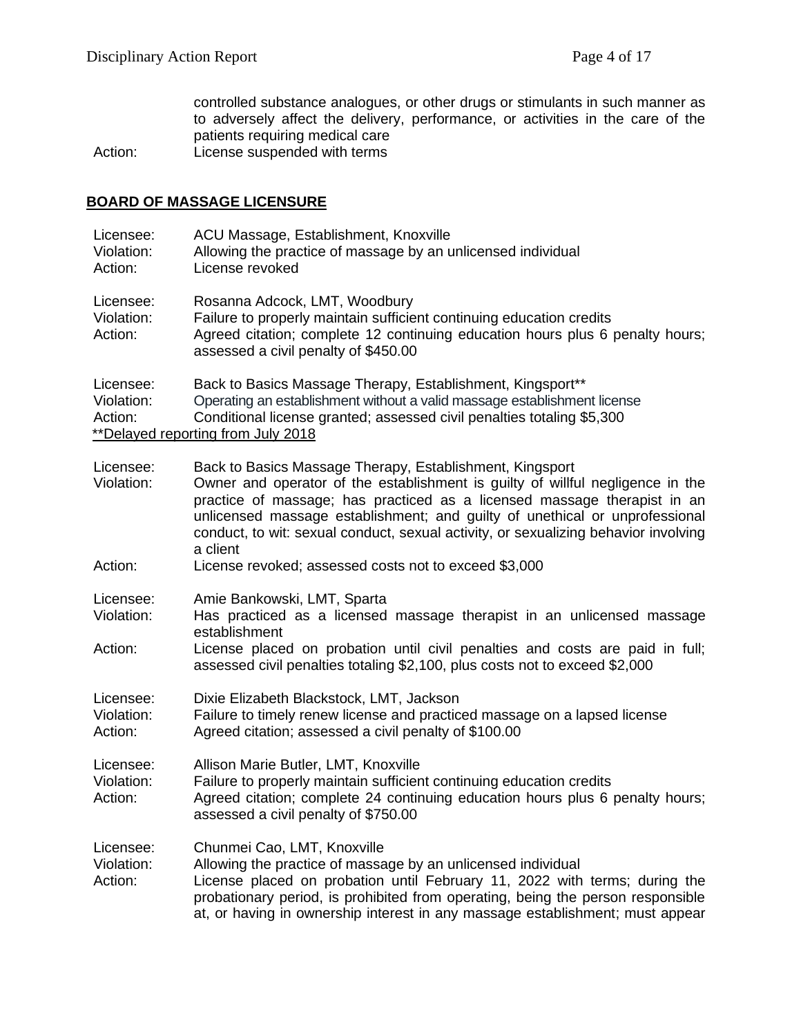controlled substance analogues, or other drugs or stimulants in such manner as to adversely affect the delivery, performance, or activities in the care of the patients requiring medical care

Action: License suspended with terms

## BOARD OF MASSAGE LICENSURE

Licensee: ACU Massage, Establishment, Knoxville
Violation: Allowing the practice of massage by an unlicensed individual
Action: License revoked

Licensee: Rosanna Adcock, LMT, Woodbury
Violation: Failure to properly maintain sufficient continuing education credits
Action: Agreed citation; complete 12 continuing education hours plus 6 penalty hours; assessed a civil penalty of $450.00

Licensee: Back to Basics Massage Therapy, Establishment, Kingsport**
Violation: Operating an establishment without a valid massage establishment license
Action: Conditional license granted; assessed civil penalties totaling $5,300
**Delayed reporting from July 2018

Licensee: Back to Basics Massage Therapy, Establishment, Kingsport
Violation: Owner and operator of the establishment is guilty of willful negligence in the practice of massage; has practiced as a licensed massage therapist in an unlicensed massage establishment; and guilty of unethical or unprofessional conduct, to wit: sexual conduct, sexual activity, or sexualizing behavior involving a client
Action: License revoked; assessed costs not to exceed $3,000

Licensee: Amie Bankowski, LMT, Sparta
Violation: Has practiced as a licensed massage therapist in an unlicensed massage establishment
Action: License placed on probation until civil penalties and costs are paid in full; assessed civil penalties totaling $2,100, plus costs not to exceed $2,000

Licensee: Dixie Elizabeth Blackstock, LMT, Jackson
Violation: Failure to timely renew license and practiced massage on a lapsed license
Action: Agreed citation; assessed a civil penalty of $100.00

Licensee: Allison Marie Butler, LMT, Knoxville
Violation: Failure to properly maintain sufficient continuing education credits
Action: Agreed citation; complete 24 continuing education hours plus 6 penalty hours; assessed a civil penalty of $750.00

Licensee: Chunmei Cao, LMT, Knoxville
Violation: Allowing the practice of massage by an unlicensed individual
Action: License placed on probation until February 11, 2022 with terms; during the probationary period, is prohibited from operating, being the person responsible at, or having in ownership interest in any massage establishment; must appear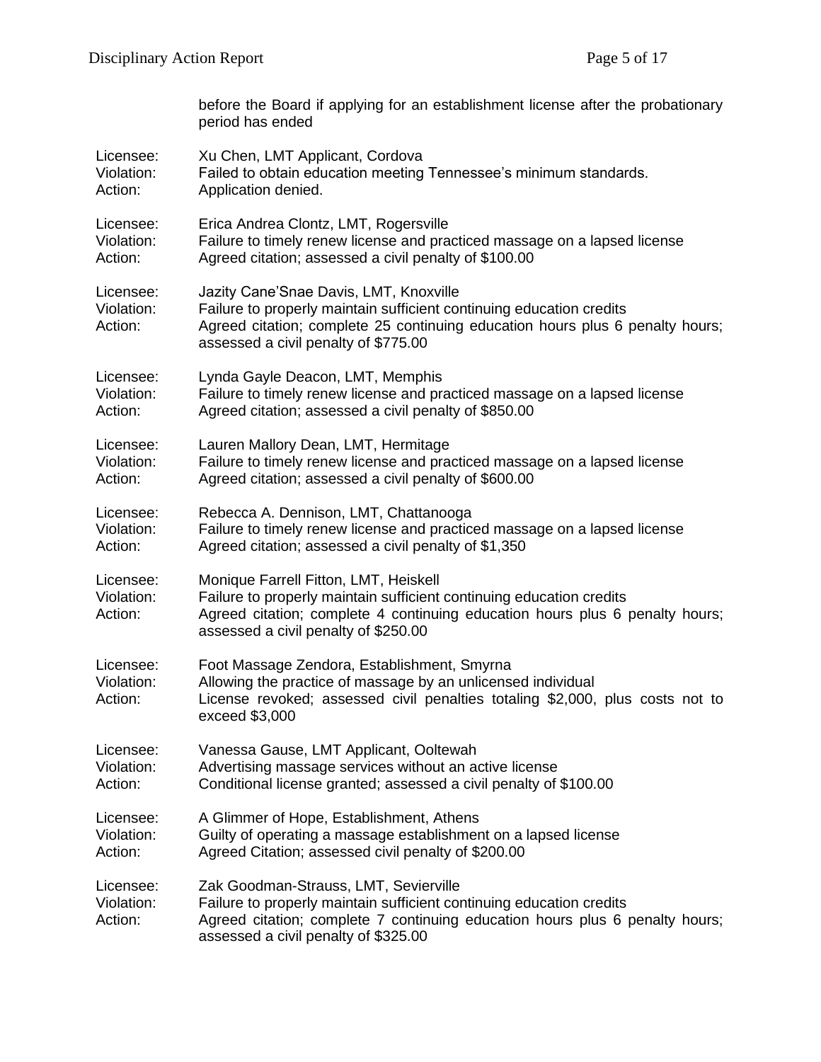before the Board if applying for an establishment license after the probationary period has ended

Licensee: Xu Chen, LMT Applicant, Cordova
Violation: Failed to obtain education meeting Tennessee's minimum standards.
Action: Application denied.

Licensee: Erica Andrea Clontz, LMT, Rogersville
Violation: Failure to timely renew license and practiced massage on a lapsed license
Action: Agreed citation; assessed a civil penalty of $100.00

Licensee: Jazity Cane'Snae Davis, LMT, Knoxville
Violation: Failure to properly maintain sufficient continuing education credits
Action: Agreed citation; complete 25 continuing education hours plus 6 penalty hours; assessed a civil penalty of $775.00

Licensee: Lynda Gayle Deacon, LMT, Memphis
Violation: Failure to timely renew license and practiced massage on a lapsed license
Action: Agreed citation; assessed a civil penalty of $850.00

Licensee: Lauren Mallory Dean, LMT, Hermitage
Violation: Failure to timely renew license and practiced massage on a lapsed license
Action: Agreed citation; assessed a civil penalty of $600.00

Licensee: Rebecca A. Dennison, LMT, Chattanooga
Violation: Failure to timely renew license and practiced massage on a lapsed license
Action: Agreed citation; assessed a civil penalty of $1,350

Licensee: Monique Farrell Fitton, LMT, Heiskell
Violation: Failure to properly maintain sufficient continuing education credits
Action: Agreed citation; complete 4 continuing education hours plus 6 penalty hours; assessed a civil penalty of $250.00

Licensee: Foot Massage Zendora, Establishment, Smyrna
Violation: Allowing the practice of massage by an unlicensed individual
Action: License revoked; assessed civil penalties totaling $2,000, plus costs not to exceed $3,000

Licensee: Vanessa Gause, LMT Applicant, Ooltewah
Violation: Advertising massage services without an active license
Action: Conditional license granted; assessed a civil penalty of $100.00

Licensee: A Glimmer of Hope, Establishment, Athens
Violation: Guilty of operating a massage establishment on a lapsed license
Action: Agreed Citation; assessed civil penalty of $200.00

Licensee: Zak Goodman-Strauss, LMT, Sevierville
Violation: Failure to properly maintain sufficient continuing education credits
Action: Agreed citation; complete 7 continuing education hours plus 6 penalty hours; assessed a civil penalty of $325.00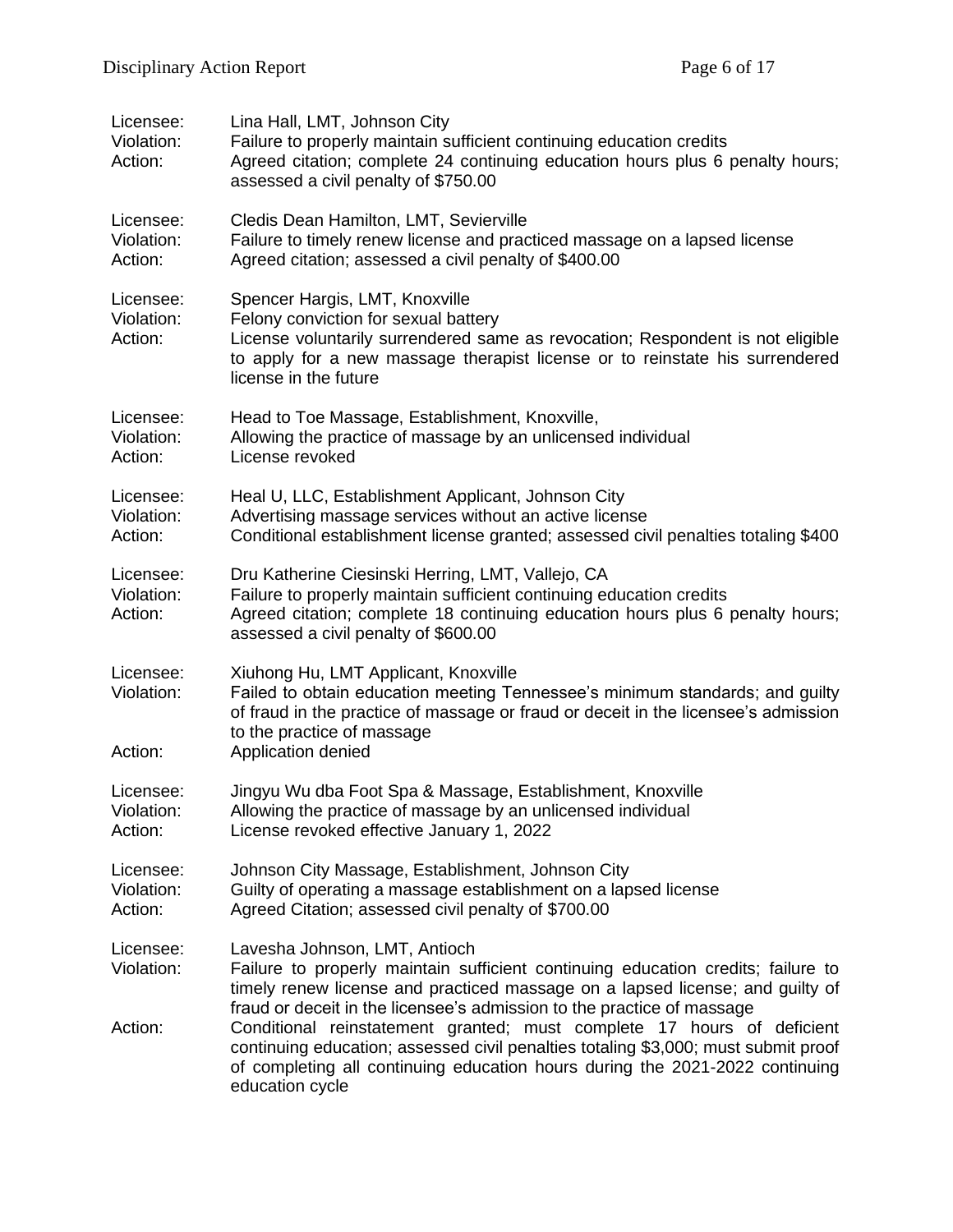Licensee: Lina Hall, LMT, Johnson City
Violation: Failure to properly maintain sufficient continuing education credits
Action: Agreed citation; complete 24 continuing education hours plus 6 penalty hours; assessed a civil penalty of $750.00

Licensee: Cledis Dean Hamilton, LMT, Sevierville
Violation: Failure to timely renew license and practiced massage on a lapsed license
Action: Agreed citation; assessed a civil penalty of $400.00

Licensee: Spencer Hargis, LMT, Knoxville
Violation: Felony conviction for sexual battery
Action: License voluntarily surrendered same as revocation; Respondent is not eligible to apply for a new massage therapist license or to reinstate his surrendered license in the future

Licensee: Head to Toe Massage, Establishment, Knoxville,
Violation: Allowing the practice of massage by an unlicensed individual
Action: License revoked

Licensee: Heal U, LLC, Establishment Applicant, Johnson City
Violation: Advertising massage services without an active license
Action: Conditional establishment license granted; assessed civil penalties totaling $400

Licensee: Dru Katherine Ciesinski Herring, LMT, Vallejo, CA
Violation: Failure to properly maintain sufficient continuing education credits
Action: Agreed citation; complete 18 continuing education hours plus 6 penalty hours; assessed a civil penalty of $600.00

Licensee: Xiuhong Hu, LMT Applicant, Knoxville
Violation: Failed to obtain education meeting Tennessee's minimum standards; and guilty of fraud in the practice of massage or fraud or deceit in the licensee's admission to the practice of massage
Action: Application denied

Licensee: Jingyu Wu dba Foot Spa & Massage, Establishment, Knoxville
Violation: Allowing the practice of massage by an unlicensed individual
Action: License revoked effective January 1, 2022

Licensee: Johnson City Massage, Establishment, Johnson City
Violation: Guilty of operating a massage establishment on a lapsed license
Action: Agreed Citation; assessed civil penalty of $700.00

Licensee: Lavesha Johnson, LMT, Antioch
Violation: Failure to properly maintain sufficient continuing education credits; failure to timely renew license and practiced massage on a lapsed license; and guilty of fraud or deceit in the licensee's admission to the practice of massage
Action: Conditional reinstatement granted; must complete 17 hours of deficient continuing education; assessed civil penalties totaling $3,000; must submit proof of completing all continuing education hours during the 2021-2022 continuing education cycle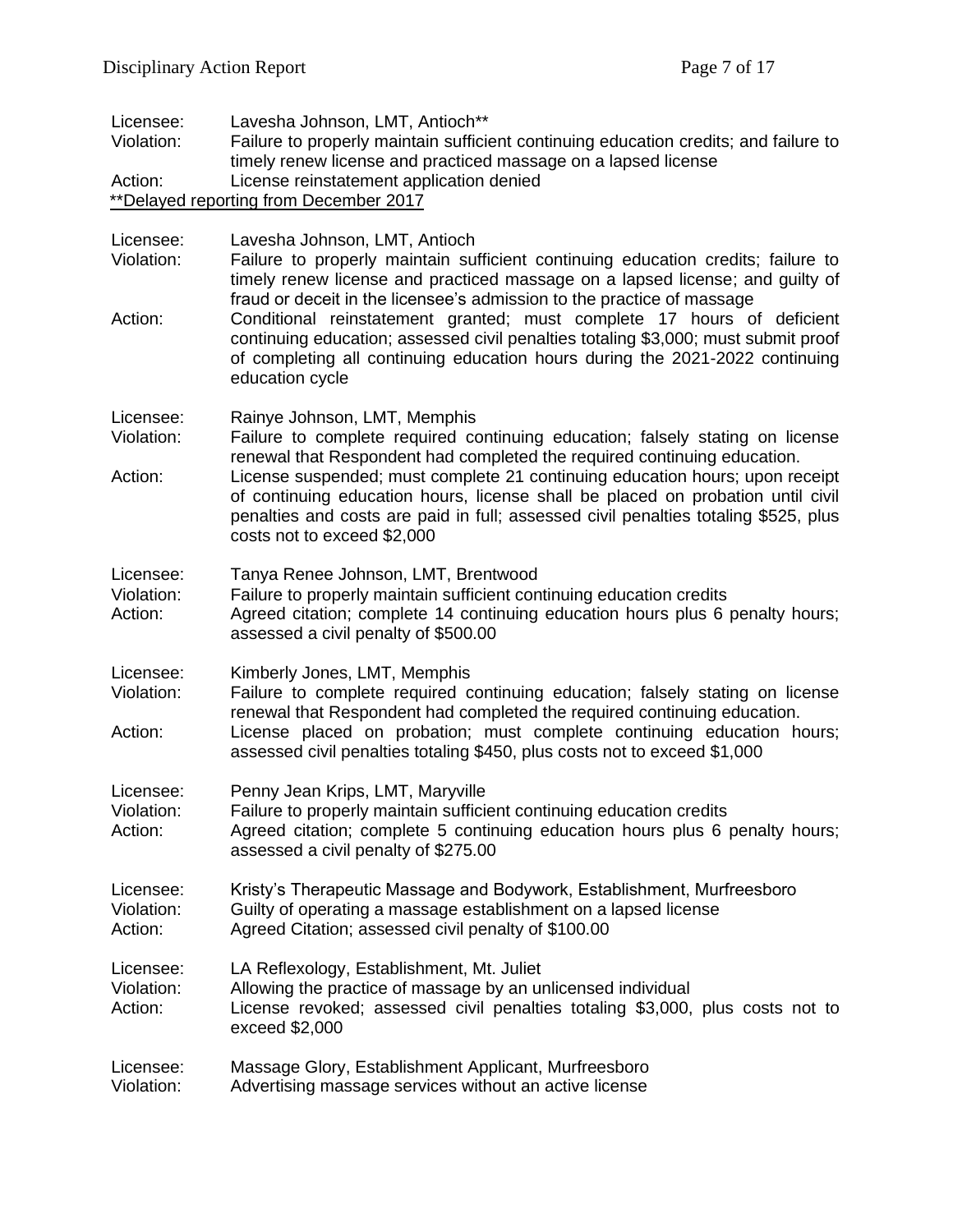Licensee: Lavesha Johnson, LMT, Antioch**
Violation: Failure to properly maintain sufficient continuing education credits; and failure to timely renew license and practiced massage on a lapsed license
Action: License reinstatement application denied
**Delayed reporting from December 2017

Licensee: Lavesha Johnson, LMT, Antioch
Violation: Failure to properly maintain sufficient continuing education credits; failure to timely renew license and practiced massage on a lapsed license; and guilty of fraud or deceit in the licensee's admission to the practice of massage
Action: Conditional reinstatement granted; must complete 17 hours of deficient continuing education; assessed civil penalties totaling $3,000; must submit proof of completing all continuing education hours during the 2021-2022 continuing education cycle

Licensee: Rainye Johnson, LMT, Memphis
Violation: Failure to complete required continuing education; falsely stating on license renewal that Respondent had completed the required continuing education.
Action: License suspended; must complete 21 continuing education hours; upon receipt of continuing education hours, license shall be placed on probation until civil penalties and costs are paid in full; assessed civil penalties totaling $525, plus costs not to exceed $2,000

Licensee: Tanya Renee Johnson, LMT, Brentwood
Violation: Failure to properly maintain sufficient continuing education credits
Action: Agreed citation; complete 14 continuing education hours plus 6 penalty hours; assessed a civil penalty of $500.00

Licensee: Kimberly Jones, LMT, Memphis
Violation: Failure to complete required continuing education; falsely stating on license renewal that Respondent had completed the required continuing education.
Action: License placed on probation; must complete continuing education hours; assessed civil penalties totaling $450, plus costs not to exceed $1,000

Licensee: Penny Jean Krips, LMT, Maryville
Violation: Failure to properly maintain sufficient continuing education credits
Action: Agreed citation; complete 5 continuing education hours plus 6 penalty hours; assessed a civil penalty of $275.00

Licensee: Kristy's Therapeutic Massage and Bodywork, Establishment, Murfreesboro
Violation: Guilty of operating a massage establishment on a lapsed license
Action: Agreed Citation; assessed civil penalty of $100.00

Licensee: LA Reflexology, Establishment, Mt. Juliet
Violation: Allowing the practice of massage by an unlicensed individual
Action: License revoked; assessed civil penalties totaling $3,000, plus costs not to exceed $2,000

Licensee: Massage Glory, Establishment Applicant, Murfreesboro
Violation: Advertising massage services without an active license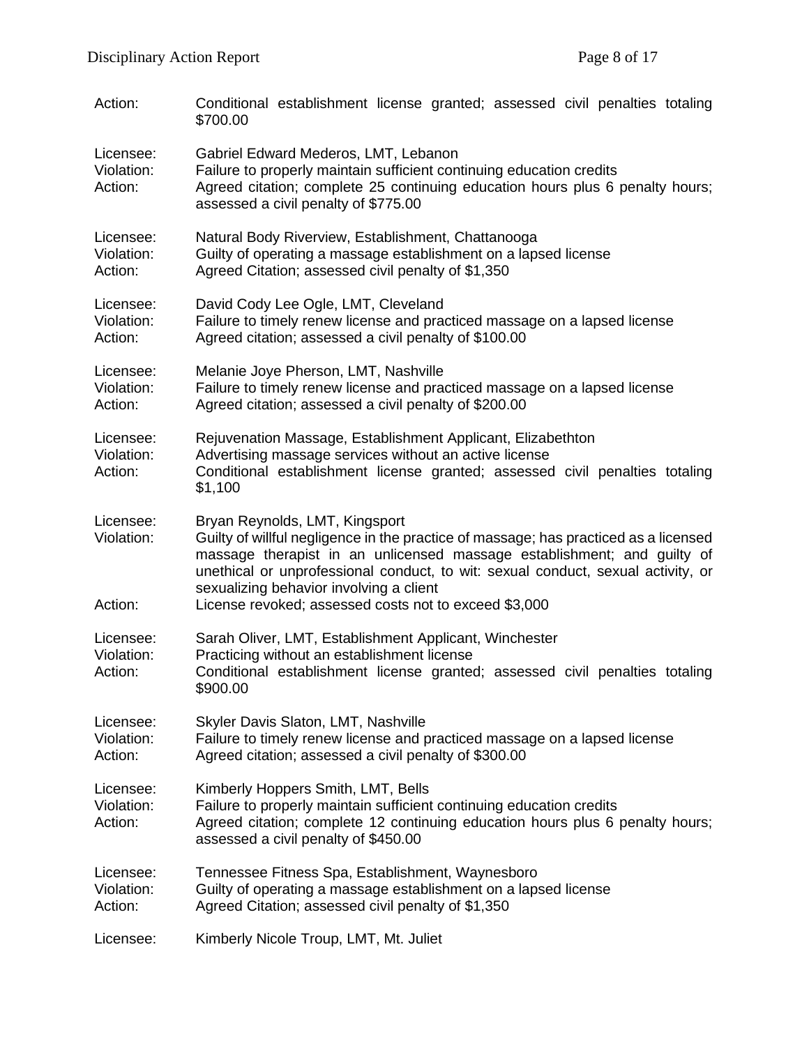Action: Conditional establishment license granted; assessed civil penalties totaling $700.00

Licensee: Gabriel Edward Mederos, LMT, Lebanon
Violation: Failure to properly maintain sufficient continuing education credits
Action: Agreed citation; complete 25 continuing education hours plus 6 penalty hours; assessed a civil penalty of $775.00

Licensee: Natural Body Riverview, Establishment, Chattanooga
Violation: Guilty of operating a massage establishment on a lapsed license
Action: Agreed Citation; assessed civil penalty of $1,350

Licensee: David Cody Lee Ogle, LMT, Cleveland
Violation: Failure to timely renew license and practiced massage on a lapsed license
Action: Agreed citation; assessed a civil penalty of $100.00

Licensee: Melanie Joye Pherson, LMT, Nashville
Violation: Failure to timely renew license and practiced massage on a lapsed license
Action: Agreed citation; assessed a civil penalty of $200.00

Licensee: Rejuvenation Massage, Establishment Applicant, Elizabethton
Violation: Advertising massage services without an active license
Action: Conditional establishment license granted; assessed civil penalties totaling $1,100

Licensee: Bryan Reynolds, LMT, Kingsport
Violation: Guilty of willful negligence in the practice of massage; has practiced as a licensed massage therapist in an unlicensed massage establishment; and guilty of unethical or unprofessional conduct, to wit: sexual conduct, sexual activity, or sexualizing behavior involving a client
Action: License revoked; assessed costs not to exceed $3,000

Licensee: Sarah Oliver, LMT, Establishment Applicant, Winchester
Violation: Practicing without an establishment license
Action: Conditional establishment license granted; assessed civil penalties totaling $900.00

Licensee: Skyler Davis Slaton, LMT, Nashville
Violation: Failure to timely renew license and practiced massage on a lapsed license
Action: Agreed citation; assessed a civil penalty of $300.00

Licensee: Kimberly Hoppers Smith, LMT, Bells
Violation: Failure to properly maintain sufficient continuing education credits
Action: Agreed citation; complete 12 continuing education hours plus 6 penalty hours; assessed a civil penalty of $450.00

Licensee: Tennessee Fitness Spa, Establishment, Waynesboro
Violation: Guilty of operating a massage establishment on a lapsed license
Action: Agreed Citation; assessed civil penalty of $1,350

Licensee: Kimberly Nicole Troup, LMT, Mt. Juliet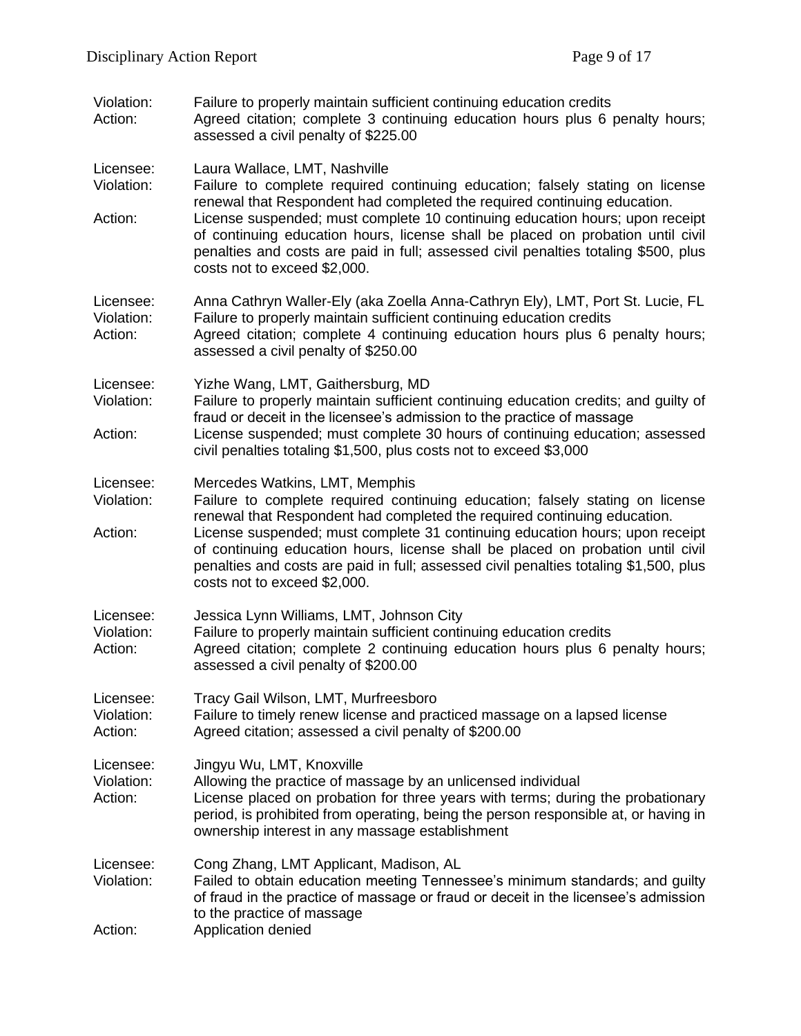Violation: Failure to properly maintain sufficient continuing education credits
Action: Agreed citation; complete 3 continuing education hours plus 6 penalty hours; assessed a civil penalty of $225.00

Licensee: Laura Wallace, LMT, Nashville
Violation: Failure to complete required continuing education; falsely stating on license renewal that Respondent had completed the required continuing education.
Action: License suspended; must complete 10 continuing education hours; upon receipt of continuing education hours, license shall be placed on probation until civil penalties and costs are paid in full; assessed civil penalties totaling $500, plus costs not to exceed $2,000.

Licensee: Anna Cathryn Waller-Ely (aka Zoella Anna-Cathryn Ely), LMT, Port St. Lucie, FL
Violation: Failure to properly maintain sufficient continuing education credits
Action: Agreed citation; complete 4 continuing education hours plus 6 penalty hours; assessed a civil penalty of $250.00

Licensee: Yizhe Wang, LMT, Gaithersburg, MD
Violation: Failure to properly maintain sufficient continuing education credits; and guilty of fraud or deceit in the licensee's admission to the practice of massage
Action: License suspended; must complete 30 hours of continuing education; assessed civil penalties totaling $1,500, plus costs not to exceed $3,000

Licensee: Mercedes Watkins, LMT, Memphis
Violation: Failure to complete required continuing education; falsely stating on license renewal that Respondent had completed the required continuing education.
Action: License suspended; must complete 31 continuing education hours; upon receipt of continuing education hours, license shall be placed on probation until civil penalties and costs are paid in full; assessed civil penalties totaling $1,500, plus costs not to exceed $2,000.

Licensee: Jessica Lynn Williams, LMT, Johnson City
Violation: Failure to properly maintain sufficient continuing education credits
Action: Agreed citation; complete 2 continuing education hours plus 6 penalty hours; assessed a civil penalty of $200.00

Licensee: Tracy Gail Wilson, LMT, Murfreesboro
Violation: Failure to timely renew license and practiced massage on a lapsed license
Action: Agreed citation; assessed a civil penalty of $200.00

Licensee: Jingyu Wu, LMT, Knoxville
Violation: Allowing the practice of massage by an unlicensed individual
Action: License placed on probation for three years with terms; during the probationary period, is prohibited from operating, being the person responsible at, or having in ownership interest in any massage establishment

Licensee: Cong Zhang, LMT Applicant, Madison, AL
Violation: Failed to obtain education meeting Tennessee's minimum standards; and guilty of fraud in the practice of massage or fraud or deceit in the licensee's admission to the practice of massage
Action: Application denied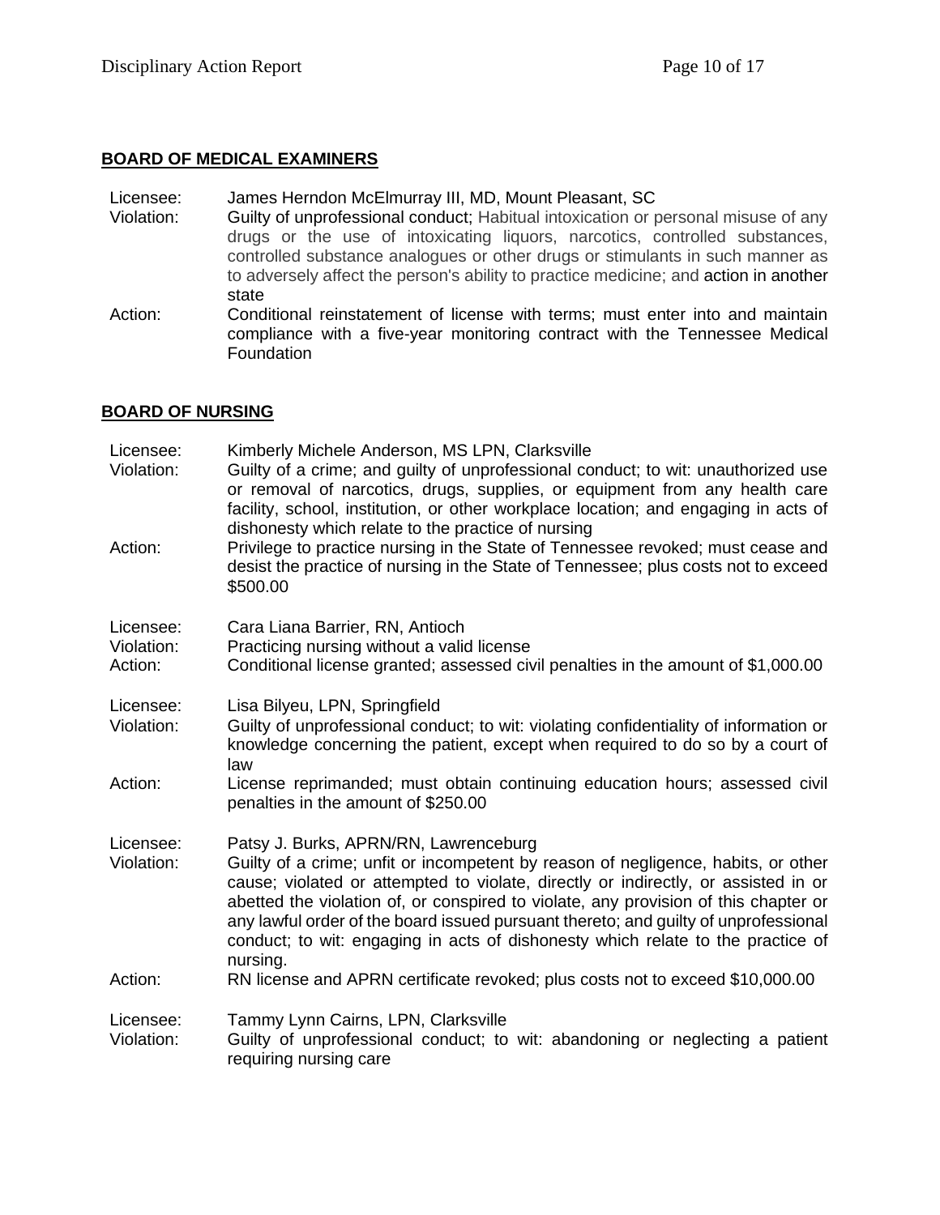**BOARD OF MEDICAL EXAMINERS**

Licensee: James Herndon McElmurray III, MD, Mount Pleasant, SC
Violation: Guilty of unprofessional conduct; Habitual intoxication or personal misuse of any drugs or the use of intoxicating liquors, narcotics, controlled substances, controlled substance analogues or other drugs or stimulants in such manner as to adversely affect the person's ability to practice medicine; and action in another state
Action: Conditional reinstatement of license with terms; must enter into and maintain compliance with a five-year monitoring contract with the Tennessee Medical Foundation

**BOARD OF NURSING**

Licensee: Kimberly Michele Anderson, MS LPN, Clarksville
Violation: Guilty of a crime; and guilty of unprofessional conduct; to wit: unauthorized use or removal of narcotics, drugs, supplies, or equipment from any health care facility, school, institution, or other workplace location; and engaging in acts of dishonesty which relate to the practice of nursing
Action: Privilege to practice nursing in the State of Tennessee revoked; must cease and desist the practice of nursing in the State of Tennessee; plus costs not to exceed $500.00

Licensee: Cara Liana Barrier, RN, Antioch
Violation: Practicing nursing without a valid license
Action: Conditional license granted; assessed civil penalties in the amount of $1,000.00

Licensee: Lisa Bilyeu, LPN, Springfield
Violation: Guilty of unprofessional conduct; to wit: violating confidentiality of information or knowledge concerning the patient, except when required to do so by a court of law
Action: License reprimanded; must obtain continuing education hours; assessed civil penalties in the amount of $250.00

Licensee: Patsy J. Burks, APRN/RN, Lawrenceburg
Violation: Guilty of a crime; unfit or incompetent by reason of negligence, habits, or other cause; violated or attempted to violate, directly or indirectly, or assisted in or abetted the violation of, or conspired to violate, any provision of this chapter or any lawful order of the board issued pursuant thereto; and guilty of unprofessional conduct; to wit: engaging in acts of dishonesty which relate to the practice of nursing.
Action: RN license and APRN certificate revoked; plus costs not to exceed $10,000.00

Licensee: Tammy Lynn Cairns, LPN, Clarksville
Violation: Guilty of unprofessional conduct; to wit: abandoning or neglecting a patient requiring nursing care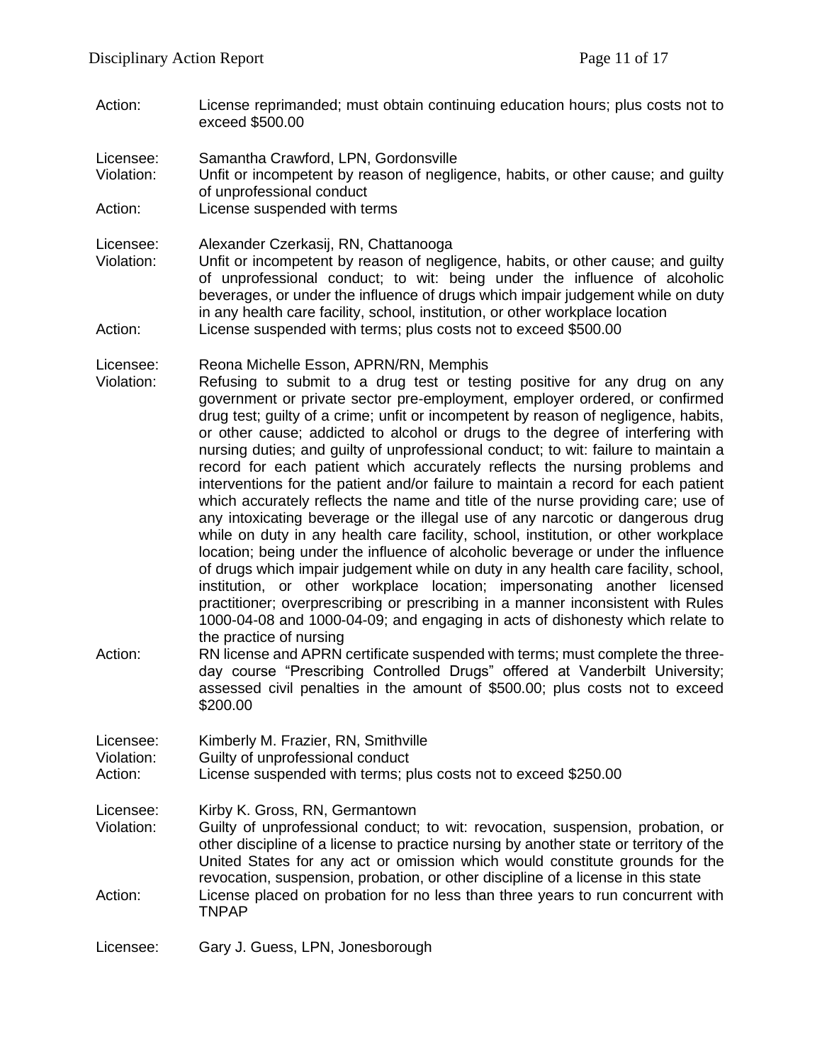Action: License reprimanded; must obtain continuing education hours; plus costs not to exceed $500.00

Licensee: Samantha Crawford, LPN, Gordonsville
Violation: Unfit or incompetent by reason of negligence, habits, or other cause; and guilty of unprofessional conduct
Action: License suspended with terms

Licensee: Alexander Czerkasij, RN, Chattanooga
Violation: Unfit or incompetent by reason of negligence, habits, or other cause; and guilty of unprofessional conduct; to wit: being under the influence of alcoholic beverages, or under the influence of drugs which impair judgement while on duty in any health care facility, school, institution, or other workplace location
Action: License suspended with terms; plus costs not to exceed $500.00

Licensee: Reona Michelle Esson, APRN/RN, Memphis
Violation: Refusing to submit to a drug test or testing positive for any drug on any government or private sector pre-employment, employer ordered, or confirmed drug test; guilty of a crime; unfit or incompetent by reason of negligence, habits, or other cause; addicted to alcohol or drugs to the degree of interfering with nursing duties; and guilty of unprofessional conduct; to wit: failure to maintain a record for each patient which accurately reflects the nursing problems and interventions for the patient and/or failure to maintain a record for each patient which accurately reflects the name and title of the nurse providing care; use of any intoxicating beverage or the illegal use of any narcotic or dangerous drug while on duty in any health care facility, school, institution, or other workplace location; being under the influence of alcoholic beverage or under the influence of drugs which impair judgement while on duty in any health care facility, school, institution, or other workplace location; impersonating another licensed practitioner; overprescribing or prescribing in a manner inconsistent with Rules 1000-04-08 and 1000-04-09; and engaging in acts of dishonesty which relate to the practice of nursing
Action: RN license and APRN certificate suspended with terms; must complete the three-day course "Prescribing Controlled Drugs" offered at Vanderbilt University; assessed civil penalties in the amount of $500.00; plus costs not to exceed $200.00

Licensee: Kimberly M. Frazier, RN, Smithville
Violation: Guilty of unprofessional conduct
Action: License suspended with terms; plus costs not to exceed $250.00

Licensee: Kirby K. Gross, RN, Germantown
Violation: Guilty of unprofessional conduct; to wit: revocation, suspension, probation, or other discipline of a license to practice nursing by another state or territory of the United States for any act or omission which would constitute grounds for the revocation, suspension, probation, or other discipline of a license in this state
Action: License placed on probation for no less than three years to run concurrent with TNPAP

Licensee: Gary J. Guess, LPN, Jonesborough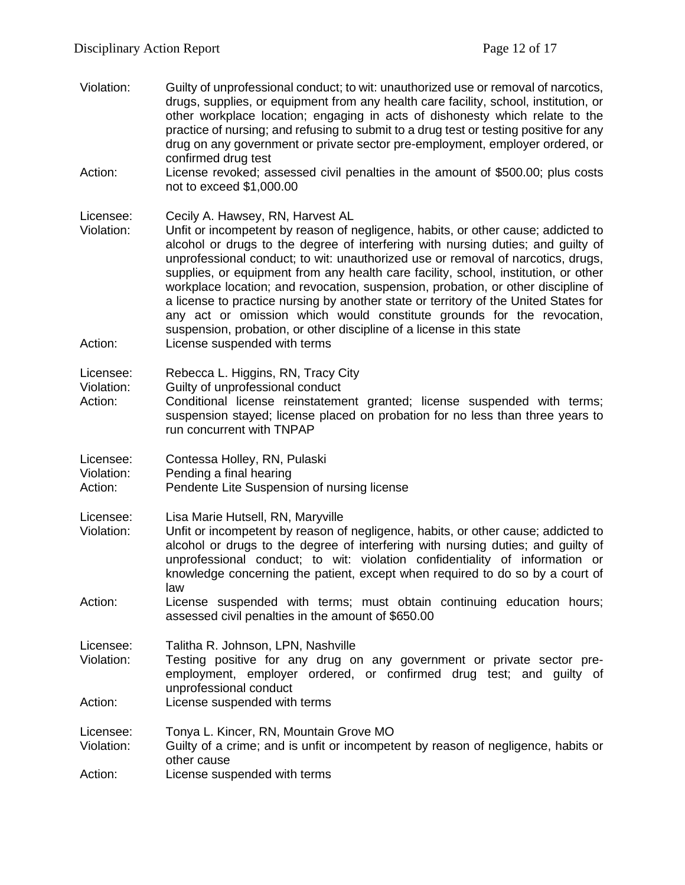Violation: Guilty of unprofessional conduct; to wit: unauthorized use or removal of narcotics, drugs, supplies, or equipment from any health care facility, school, institution, or other workplace location; engaging in acts of dishonesty which relate to the practice of nursing; and refusing to submit to a drug test or testing positive for any drug on any government or private sector pre-employment, employer ordered, or confirmed drug test

Action: License revoked; assessed civil penalties in the amount of $500.00; plus costs not to exceed $1,000.00

Licensee: Cecily A. Hawsey, RN, Harvest AL

Violation: Unfit or incompetent by reason of negligence, habits, or other cause; addicted to alcohol or drugs to the degree of interfering with nursing duties; and guilty of unprofessional conduct; to wit: unauthorized use or removal of narcotics, drugs, supplies, or equipment from any health care facility, school, institution, or other workplace location; and revocation, suspension, probation, or other discipline of a license to practice nursing by another state or territory of the United States for any act or omission which would constitute grounds for the revocation, suspension, probation, or other discipline of a license in this state

Action: License suspended with terms

Licensee: Rebecca L. Higgins, RN, Tracy City

Violation: Guilty of unprofessional conduct

Action: Conditional license reinstatement granted; license suspended with terms; suspension stayed; license placed on probation for no less than three years to run concurrent with TNPAP

Licensee: Contessa Holley, RN, Pulaski

Violation: Pending a final hearing

Action: Pendente Lite Suspension of nursing license

Licensee: Lisa Marie Hutsell, RN, Maryville

Violation: Unfit or incompetent by reason of negligence, habits, or other cause; addicted to alcohol or drugs to the degree of interfering with nursing duties; and guilty of unprofessional conduct; to wit: violation confidentiality of information or knowledge concerning the patient, except when required to do so by a court of law

Action: License suspended with terms; must obtain continuing education hours; assessed civil penalties in the amount of $650.00

Licensee: Talitha R. Johnson, LPN, Nashville

Violation: Testing positive for any drug on any government or private sector pre-employment, employer ordered, or confirmed drug test; and guilty of unprofessional conduct

Action: License suspended with terms

Licensee: Tonya L. Kincer, RN, Mountain Grove MO

Violation: Guilty of a crime; and is unfit or incompetent by reason of negligence, habits or other cause

Action: License suspended with terms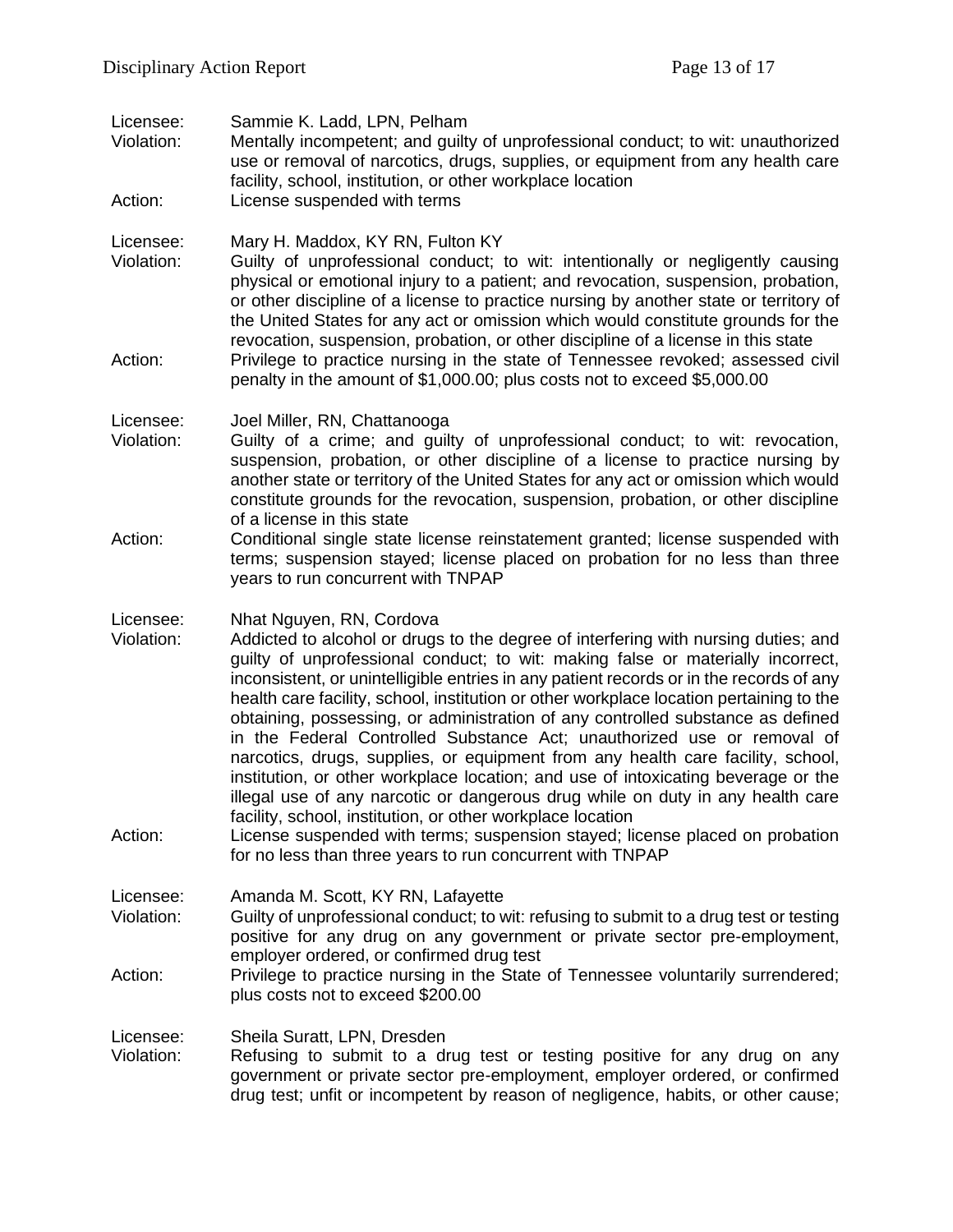Licensee: Sammie K. Ladd, LPN, Pelham
Violation: Mentally incompetent; and guilty of unprofessional conduct; to wit: unauthorized use or removal of narcotics, drugs, supplies, or equipment from any health care facility, school, institution, or other workplace location
Action: License suspended with terms

Licensee: Mary H. Maddox, KY RN, Fulton KY
Violation: Guilty of unprofessional conduct; to wit: intentionally or negligently causing physical or emotional injury to a patient; and revocation, suspension, probation, or other discipline of a license to practice nursing by another state or territory of the United States for any act or omission which would constitute grounds for the revocation, suspension, probation, or other discipline of a license in this state
Action: Privilege to practice nursing in the state of Tennessee revoked; assessed civil penalty in the amount of $1,000.00; plus costs not to exceed $5,000.00

Licensee: Joel Miller, RN, Chattanooga
Violation: Guilty of a crime; and guilty of unprofessional conduct; to wit: revocation, suspension, probation, or other discipline of a license to practice nursing by another state or territory of the United States for any act or omission which would constitute grounds for the revocation, suspension, probation, or other discipline of a license in this state
Action: Conditional single state license reinstatement granted; license suspended with terms; suspension stayed; license placed on probation for no less than three years to run concurrent with TNPAP

Licensee: Nhat Nguyen, RN, Cordova
Violation: Addicted to alcohol or drugs to the degree of interfering with nursing duties; and guilty of unprofessional conduct; to wit: making false or materially incorrect, inconsistent, or unintelligible entries in any patient records or in the records of any health care facility, school, institution or other workplace location pertaining to the obtaining, possessing, or administration of any controlled substance as defined in the Federal Controlled Substance Act; unauthorized use or removal of narcotics, drugs, supplies, or equipment from any health care facility, school, institution, or other workplace location; and use of intoxicating beverage or the illegal use of any narcotic or dangerous drug while on duty in any health care facility, school, institution, or other workplace location
Action: License suspended with terms; suspension stayed; license placed on probation for no less than three years to run concurrent with TNPAP

Licensee: Amanda M. Scott, KY RN, Lafayette
Violation: Guilty of unprofessional conduct; to wit: refusing to submit to a drug test or testing positive for any drug on any government or private sector pre-employment, employer ordered, or confirmed drug test
Action: Privilege to practice nursing in the State of Tennessee voluntarily surrendered; plus costs not to exceed $200.00

Licensee: Sheila Suratt, LPN, Dresden
Violation: Refusing to submit to a drug test or testing positive for any drug on any government or private sector pre-employment, employer ordered, or confirmed drug test; unfit or incompetent by reason of negligence, habits, or other cause;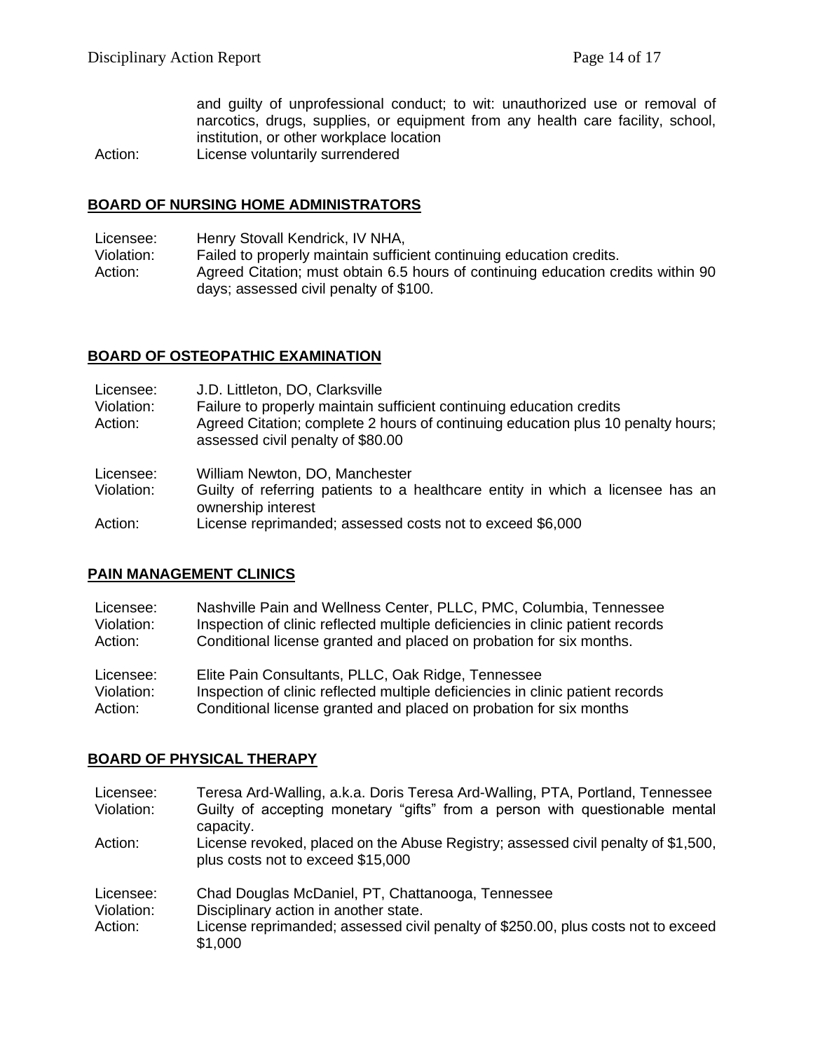and guilty of unprofessional conduct; to wit: unauthorized use or removal of narcotics, drugs, supplies, or equipment from any health care facility, school, institution, or other workplace location

Action: License voluntarily surrendered

## BOARD OF NURSING HOME ADMINISTRATORS

Licensee: Henry Stovall Kendrick, IV NHA,
Violation: Failed to properly maintain sufficient continuing education credits.
Action: Agreed Citation; must obtain 6.5 hours of continuing education credits within 90 days; assessed civil penalty of $100.

## BOARD OF OSTEOPATHIC EXAMINATION

Licensee: J.D. Littleton, DO, Clarksville
Violation: Failure to properly maintain sufficient continuing education credits
Action: Agreed Citation; complete 2 hours of continuing education plus 10 penalty hours; assessed civil penalty of $80.00

Licensee: William Newton, DO, Manchester
Violation: Guilty of referring patients to a healthcare entity in which a licensee has an ownership interest
Action: License reprimanded; assessed costs not to exceed $6,000

## PAIN MANAGEMENT CLINICS

Licensee: Nashville Pain and Wellness Center, PLLC, PMC, Columbia, Tennessee
Violation: Inspection of clinic reflected multiple deficiencies in clinic patient records
Action: Conditional license granted and placed on probation for six months.

Licensee: Elite Pain Consultants, PLLC, Oak Ridge, Tennessee
Violation: Inspection of clinic reflected multiple deficiencies in clinic patient records
Action: Conditional license granted and placed on probation for six months

## BOARD OF PHYSICAL THERAPY

Licensee: Teresa Ard-Walling, a.k.a. Doris Teresa Ard-Walling, PTA, Portland, Tennessee
Violation: Guilty of accepting monetary "gifts" from a person with questionable mental capacity.
Action: License revoked, placed on the Abuse Registry; assessed civil penalty of $1,500, plus costs not to exceed $15,000

Licensee: Chad Douglas McDaniel, PT, Chattanooga, Tennessee
Violation: Disciplinary action in another state.
Action: License reprimanded; assessed civil penalty of $250.00, plus costs not to exceed $1,000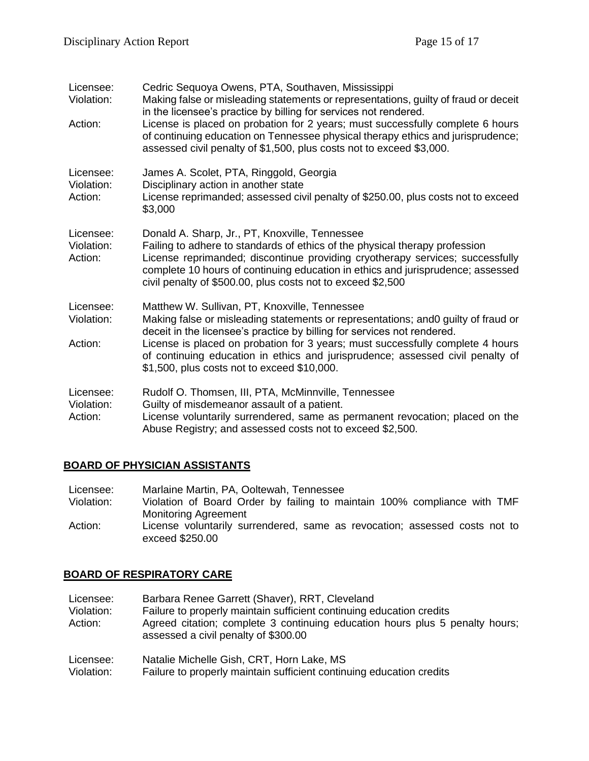Licensee: Cedric Sequoya Owens, PTA, Southaven, Mississippi
Violation: Making false or misleading statements or representations, guilty of fraud or deceit in the licensee's practice by billing for services not rendered.
Action: License is placed on probation for 2 years; must successfully complete 6 hours of continuing education on Tennessee physical therapy ethics and jurisprudence; assessed civil penalty of $1,500, plus costs not to exceed $3,000.

Licensee: James A. Scolet, PTA, Ringgold, Georgia
Violation: Disciplinary action in another state
Action: License reprimanded; assessed civil penalty of $250.00, plus costs not to exceed $3,000

Licensee: Donald A. Sharp, Jr., PT, Knoxville, Tennessee
Violation: Failing to adhere to standards of ethics of the physical therapy profession
Action: License reprimanded; discontinue providing cryotherapy services; successfully complete 10 hours of continuing education in ethics and jurisprudence; assessed civil penalty of $500.00, plus costs not to exceed $2,500

Licensee: Matthew W. Sullivan, PT, Knoxville, Tennessee
Violation: Making false or misleading statements or representations; and0 guilty of fraud or deceit in the licensee's practice by billing for services not rendered.
Action: License is placed on probation for 3 years; must successfully complete 4 hours of continuing education in ethics and jurisprudence; assessed civil penalty of $1,500, plus costs not to exceed $10,000.

Licensee: Rudolf O. Thomsen, III, PTA, McMinnville, Tennessee
Violation: Guilty of misdemeanor assault of a patient.
Action: License voluntarily surrendered, same as permanent revocation; placed on the Abuse Registry; and assessed costs not to exceed $2,500.

## BOARD OF PHYSICIAN ASSISTANTS

Licensee: Marlaine Martin, PA, Ooltewah, Tennessee
Violation: Violation of Board Order by failing to maintain 100% compliance with TMF Monitoring Agreement
Action: License voluntarily surrendered, same as revocation; assessed costs not to exceed $250.00

## BOARD OF RESPIRATORY CARE

Licensee: Barbara Renee Garrett (Shaver), RRT, Cleveland
Violation: Failure to properly maintain sufficient continuing education credits
Action: Agreed citation; complete 3 continuing education hours plus 5 penalty hours; assessed a civil penalty of $300.00

Licensee: Natalie Michelle Gish, CRT, Horn Lake, MS
Violation: Failure to properly maintain sufficient continuing education credits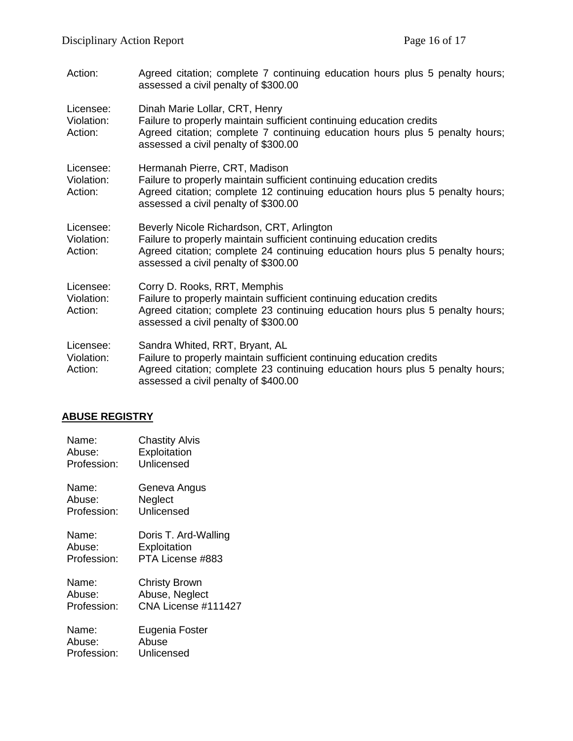Action: Agreed citation; complete 7 continuing education hours plus 5 penalty hours; assessed a civil penalty of $300.00

Licensee: Dinah Marie Lollar, CRT, Henry
Violation: Failure to properly maintain sufficient continuing education credits
Action: Agreed citation; complete 7 continuing education hours plus 5 penalty hours; assessed a civil penalty of $300.00

Licensee: Hermanah Pierre, CRT, Madison
Violation: Failure to properly maintain sufficient continuing education credits
Action: Agreed citation; complete 12 continuing education hours plus 5 penalty hours; assessed a civil penalty of $300.00

Licensee: Beverly Nicole Richardson, CRT, Arlington
Violation: Failure to properly maintain sufficient continuing education credits
Action: Agreed citation; complete 24 continuing education hours plus 5 penalty hours; assessed a civil penalty of $300.00

Licensee: Corry D. Rooks, RRT, Memphis
Violation: Failure to properly maintain sufficient continuing education credits
Action: Agreed citation; complete 23 continuing education hours plus 5 penalty hours; assessed a civil penalty of $300.00

Licensee: Sandra Whited, RRT, Bryant, AL
Violation: Failure to properly maintain sufficient continuing education credits
Action: Agreed citation; complete 23 continuing education hours plus 5 penalty hours; assessed a civil penalty of $400.00

## ABUSE REGISTRY

Name: Chastity Alvis
Abuse: Exploitation
Profession: Unlicensed

Name: Geneva Angus
Abuse: Neglect
Profession: Unlicensed

Name: Doris T. Ard-Walling
Abuse: Exploitation
Profession: PTA License #883

Name: Christy Brown
Abuse: Abuse, Neglect
Profession: CNA License #111427

Name: Eugenia Foster
Abuse: Abuse
Profession: Unlicensed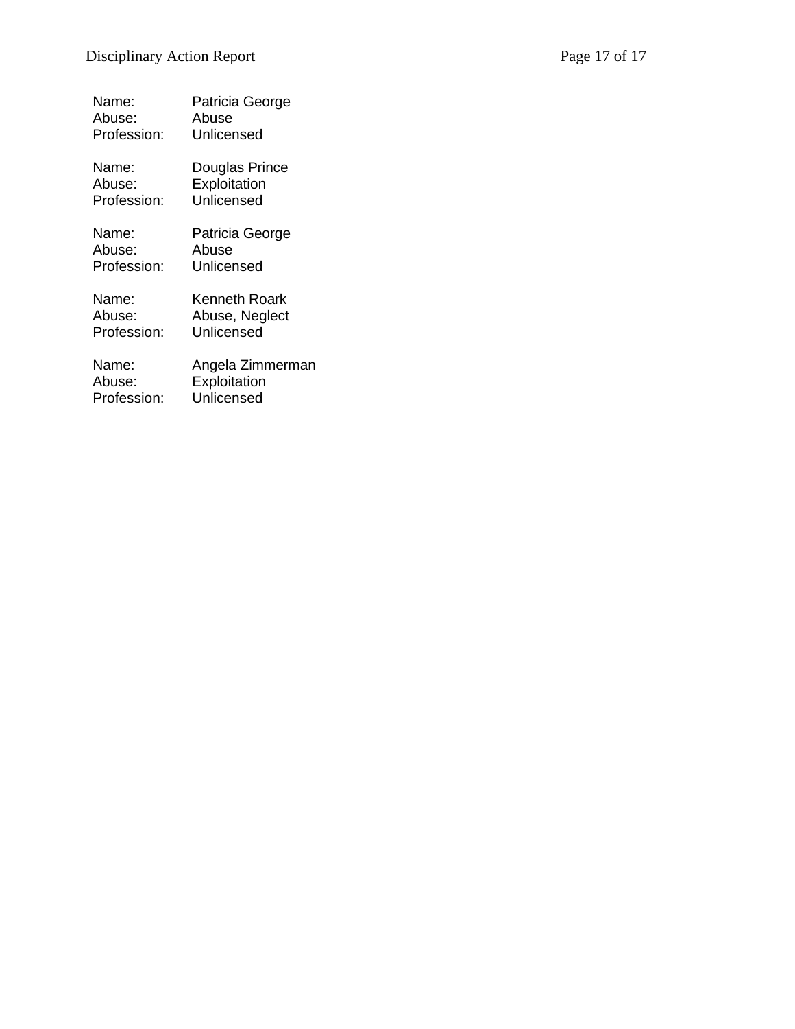Name: Patricia George
Abuse: Abuse
Profession: Unlicensed

Name: Douglas Prince
Abuse: Exploitation
Profession: Unlicensed

Name: Patricia George
Abuse: Abuse
Profession: Unlicensed

Name: Kenneth Roark
Abuse: Abuse, Neglect
Profession: Unlicensed

Name: Angela Zimmerman
Abuse: Exploitation
Profession: Unlicensed